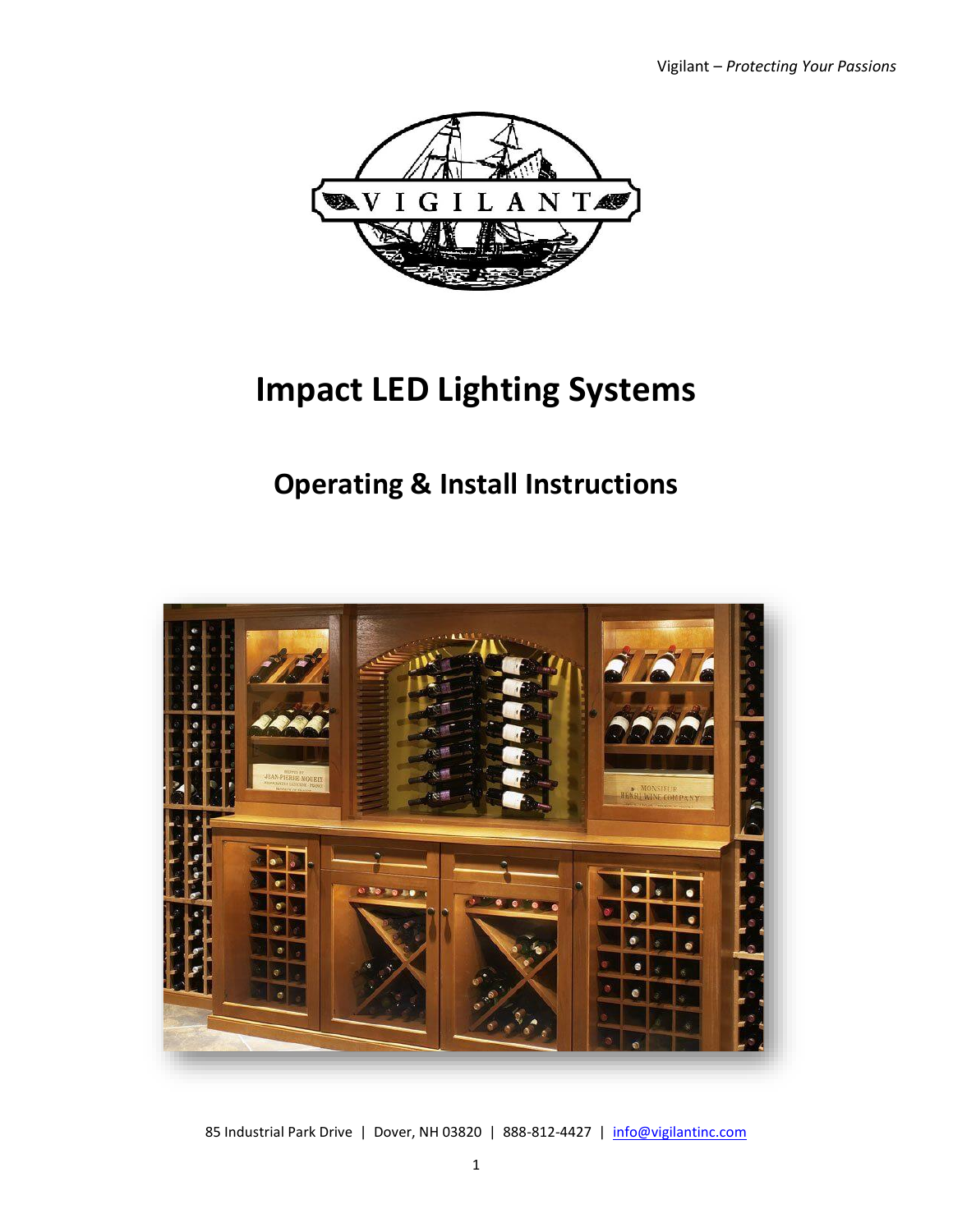# Impact LED Lighting Systems

## Operating & Install Instructions

85 Industrial Park Drive | Dover, NH 03820 | 888-812-4427 | info@vigilantinc.com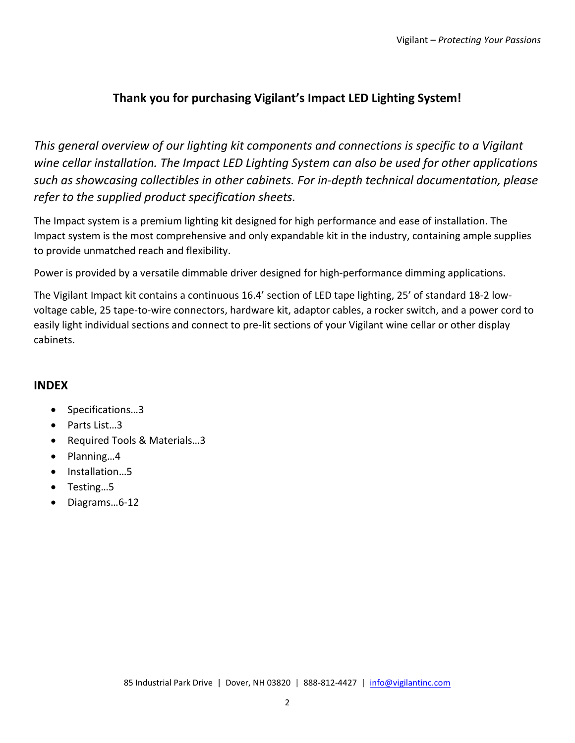## Thank you for purchasing Vigilant's Impact LED Lighting System!

*This general overview of our lighting kit components and connections is specific to a Vigilant wine cellar installation. The Impact LED Lighting System can also be used for other applications such as showcasing collectibles in other cabinets. For in-depth technical documentation, please refer to the supplied product specification sheets.*

The Impact system is a premium lighting kit designed for high performance and ease of installation. The Impact system is the most comprehensive and only expandable kit in the industry, containing ample supplies to provide unmatched reach and flexibility.

Power is provided by a versatile dimmable driver designed for high-performance dimming applications.

The Vigilant Impact kit contains a continuous 16.4' section of LED tape lighting, 25' of standard 18-2 low-voltage cable, 25 tape-to-wire connectors, hardware kit, adaptor cables, a rocker switch, and a power cord to easily light individual sections and connect to pre-lit sections of your Vigilant wine cellar or other display cabinets.

## INDEX

- Specifications…3
- Parts List…3
- Required Tools & Materials…3
- Planning…4
- Installation…5
- Testing…5
- Diagrams…6-12

85 Industrial Park Drive | Dover, NH 03820 | 888-812-4427 | info@vigilantinc.com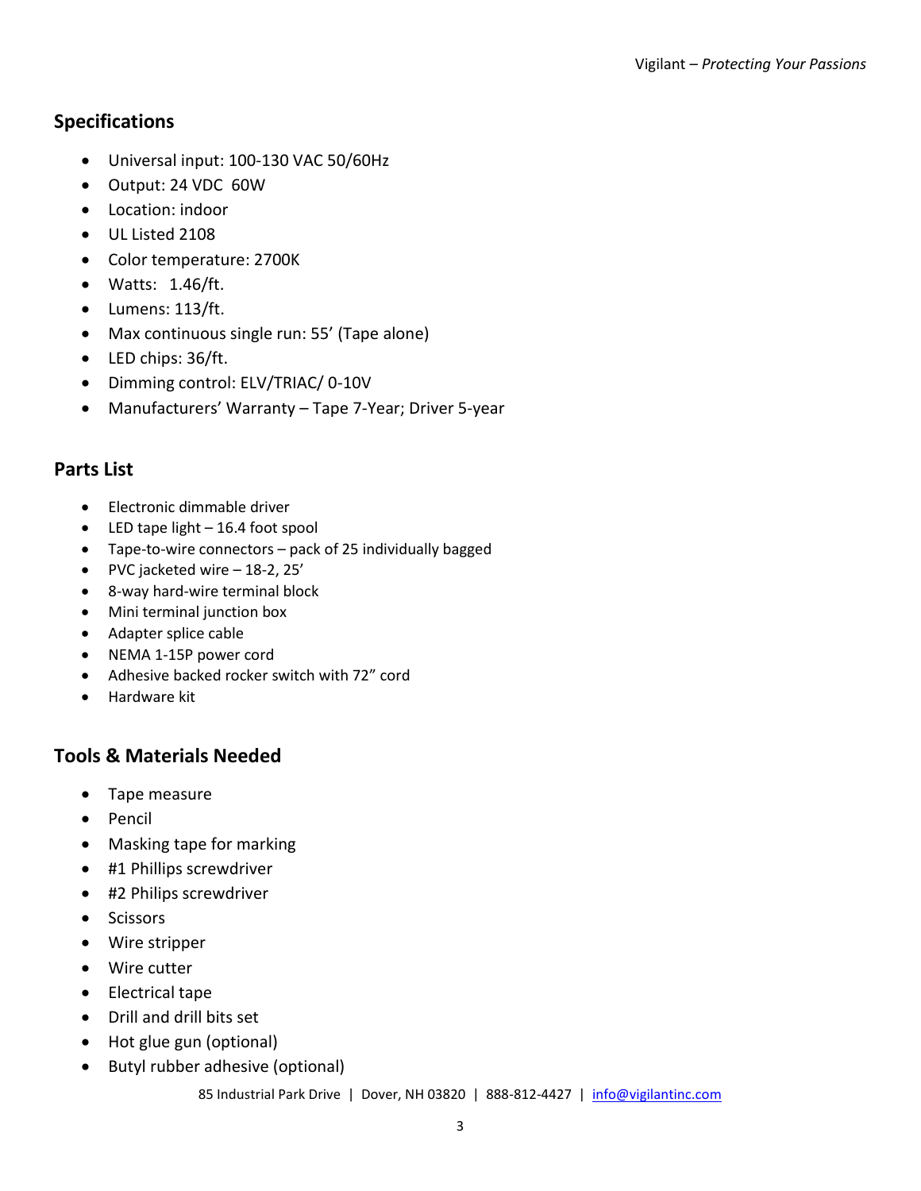## Specifications

- Universal input: 100-130 VAC 50/60Hz
- Output: 24 VDC 60W
- Location: indoor
- UL Listed 2108
- Color temperature: 2700K
- Watts: 1.46/ft.
- Lumens: 113/ft.
- Max continuous single run: 55' (Tape alone)
- LED chips: 36/ft.
- Dimming control: ELV/TRIAC/ 0-10V
- Manufacturers' Warranty – Tape 7-Year; Driver 5-year

## Parts List

- Electronic dimmable driver
- LED tape light – 16.4 foot spool
- Tape-to-wire connectors – pack of 25 individually bagged
- PVC jacketed wire – 18-2, 25'
- 8-way hard-wire terminal block
- Mini terminal junction box
- Adapter splice cable
- NEMA 1-15P power cord
- Adhesive backed rocker switch with 72" cord
- Hardware kit

## Tools & Materials Needed

- Tape measure
- Pencil
- Masking tape for marking
- #1 Phillips screwdriver
- #2 Philips screwdriver
- Scissors
- Wire stripper
- Wire cutter
- Electrical tape
- Drill and drill bits set
- Hot glue gun (optional)
- Butyl rubber adhesive (optional)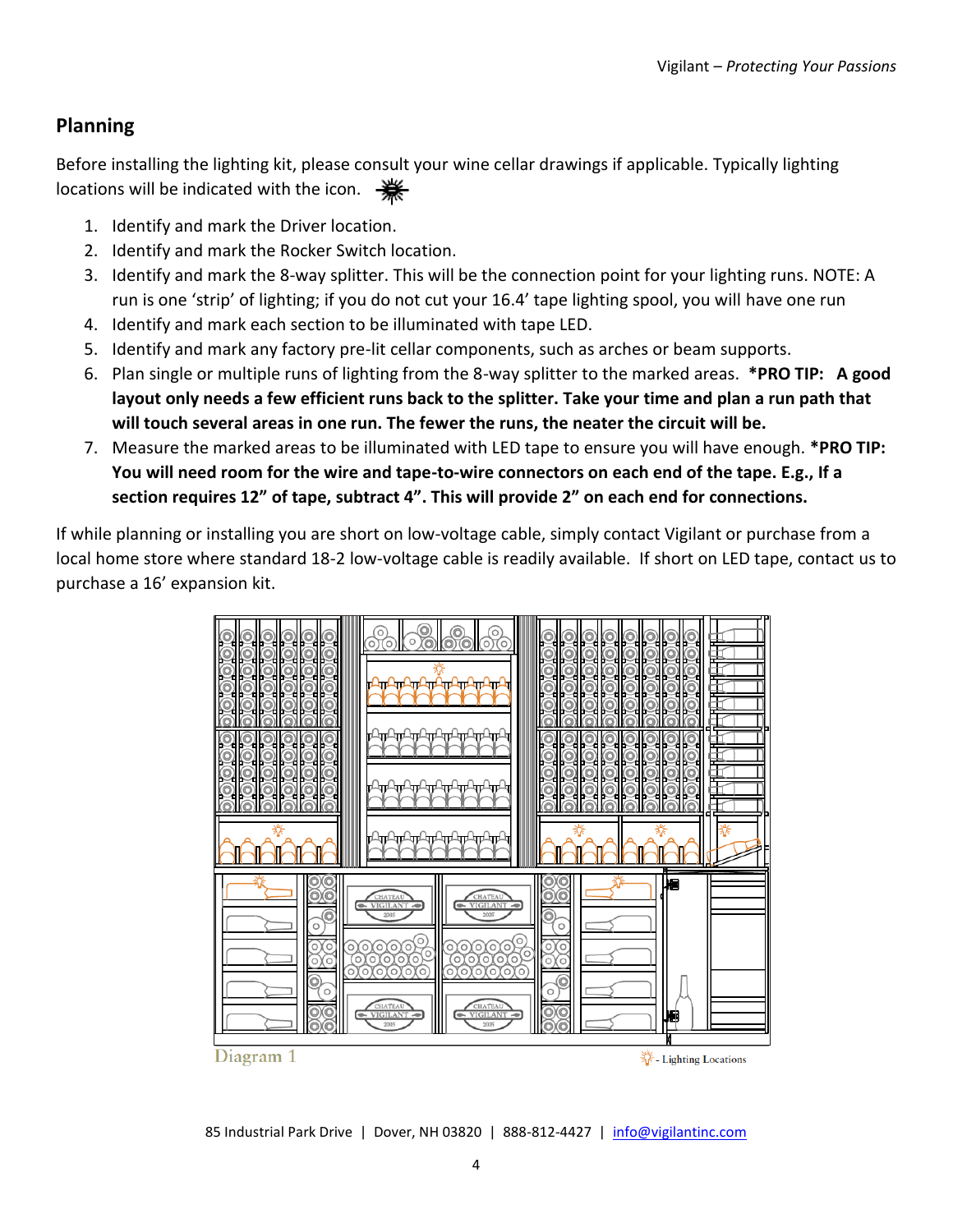## Planning

Before installing the lighting kit, please consult your wine cellar drawings if applicable. Typically lighting locations will be indicated with the icon.

1. Identify and mark the Driver location.
2. Identify and mark the Rocker Switch location.
3. Identify and mark the 8-way splitter. This will be the connection point for your lighting runs. NOTE: A run is one 'strip' of lighting; if you do not cut your 16.4' tape lighting spool, you will have one run
4. Identify and mark each section to be illuminated with tape LED.
5. Identify and mark any factory pre-lit cellar components, such as arches or beam supports.
6. Plan single or multiple runs of lighting from the 8-way splitter to the marked areas. **\*PRO TIP: A good layout only needs a few efficient runs back to the splitter. Take your time and plan a run path that will touch several areas in one run. The fewer the runs, the neater the circuit will be.**
7. Measure the marked areas to be illuminated with LED tape to ensure you will have enough. **\*PRO TIP: You will need room for the wire and tape-to-wire connectors on each end of the tape. E.g., If a section requires 12" of tape, subtract 4". This will provide 2" on each end for connections.**

If while planning or installing you are short on low-voltage cable, simply contact Vigilant or purchase from a local home store where standard 18-2 low-voltage cable is readily available. If short on LED tape, contact us to purchase a 16' expansion kit.

Diagram 1

- Lighting Locations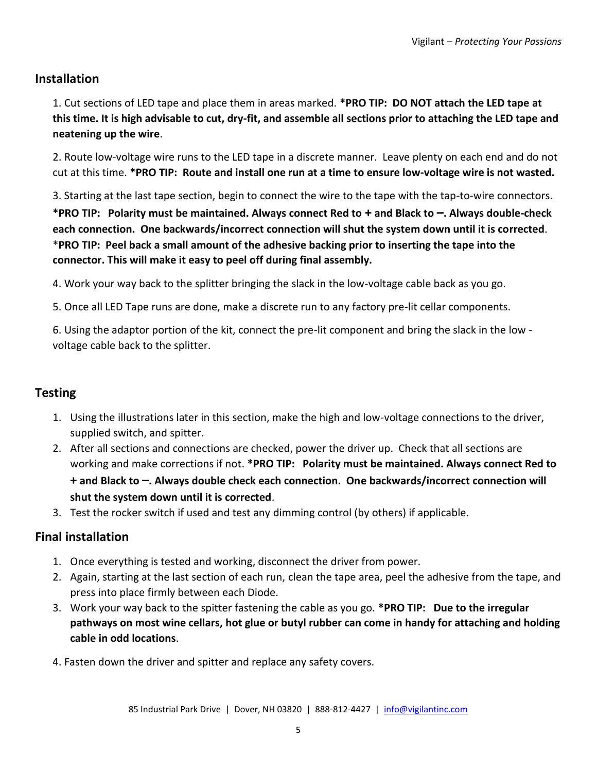## Installation

1. Cut sections of LED tape and place them in areas marked. **\*PRO TIP: DO NOT attach the LED tape at this time. It is high advisable to cut, dry-fit, and assemble all sections prior to attaching the LED tape and neatening up the wire**.

2. Route low-voltage wire runs to the LED tape in a discrete manner. Leave plenty on each end and do not cut at this time. **\*PRO TIP: Route and install one run at a time to ensure low-voltage wire is not wasted.**

3. Starting at the last tape section, begin to connect the wire to the tape with the tap-to-wire connectors. **\*PRO TIP: Polarity must be maintained. Always connect Red to + and Black to –. Always double-check each connection. One backwards/incorrect connection will shut the system down until it is corrected**. \***PRO TIP: Peel back a small amount of the adhesive backing prior to inserting the tape into the connector. This will make it easy to peel off during final assembly.**

4. Work your way back to the splitter bringing the slack in the low-voltage cable back as you go.

5. Once all LED Tape runs are done, make a discrete run to any factory pre-lit cellar components.

6. Using the adaptor portion of the kit, connect the pre-lit component and bring the slack in the low -voltage cable back to the splitter.

## Testing

1. Using the illustrations later in this section, make the high and low-voltage connections to the driver, supplied switch, and spitter.
2. After all sections and connections are checked, power the driver up. Check that all sections are working and make corrections if not. **\*PRO TIP: Polarity must be maintained. Always connect Red to + and Black to –. Always double check each connection. One backwards/incorrect connection will shut the system down until it is corrected**.
3. Test the rocker switch if used and test any dimming control (by others) if applicable.

## Final installation

1. Once everything is tested and working, disconnect the driver from power.
2. Again, starting at the last section of each run, clean the tape area, peel the adhesive from the tape, and press into place firmly between each Diode.
3. Work your way back to the spitter fastening the cable as you go. **\*PRO TIP: Due to the irregular pathways on most wine cellars, hot glue or butyl rubber can come in handy for attaching and holding cable in odd locations**.

4. Fasten down the driver and spitter and replace any safety covers.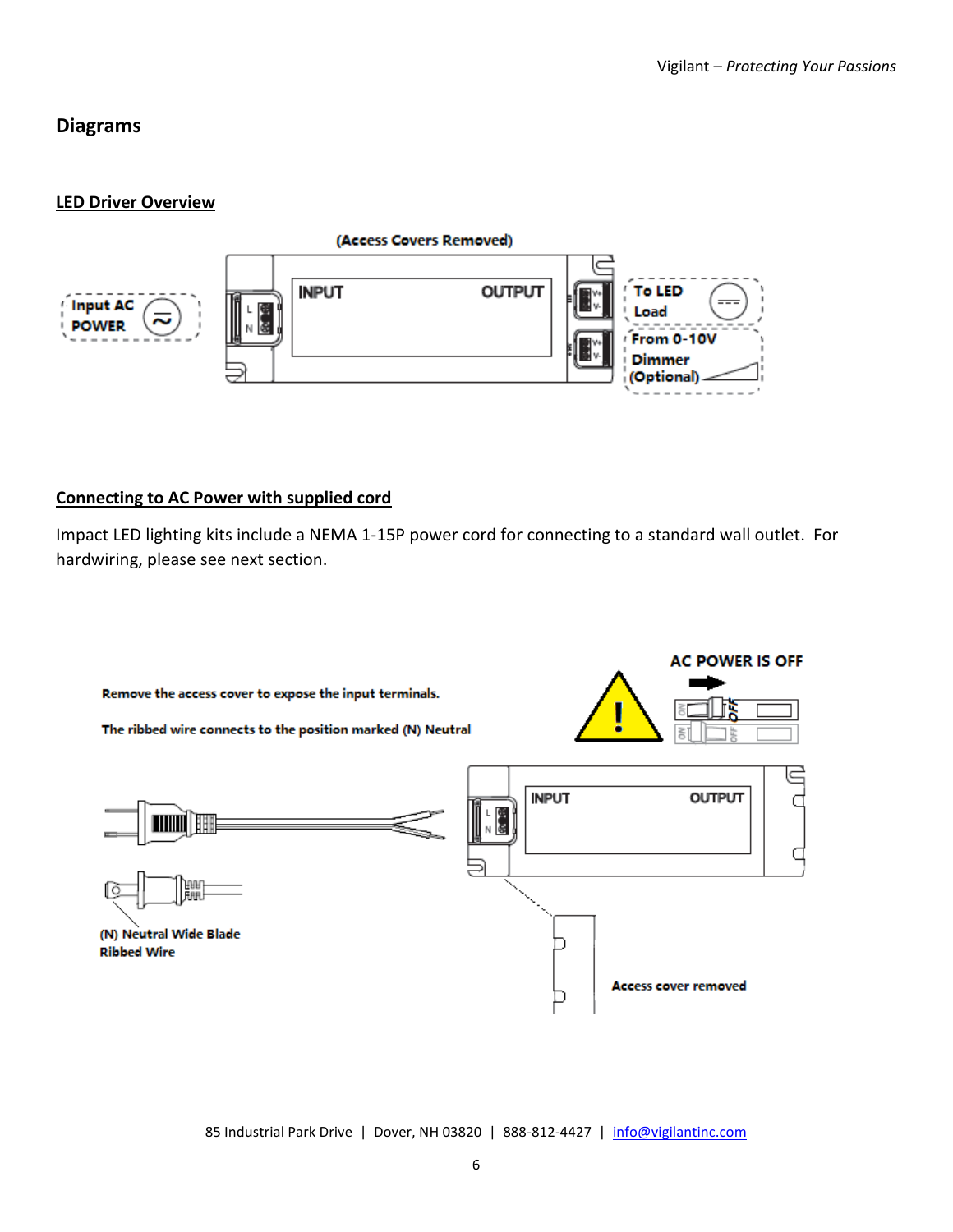## Diagrams

### LED Driver Overview

(Access Covers Removed)

Input AC POWER

INPUT

OUTPUT

L

N

V+

V-

To LED Load

From 0-10V Dimmer (Optional)

### Connecting to AC Power with supplied cord

Impact LED lighting kits include a NEMA 1-15P power cord for connecting to a standard wall outlet. For hardwiring, please see next section.

Remove the access cover to expose the input terminals.

The ribbed wire connects to the position marked (N) Neutral

AC POWER IS OFF

ON

OFF

INPUT

OUTPUT

L

N

(N) Neutral Wide Blade
Ribbed Wire

Access cover removed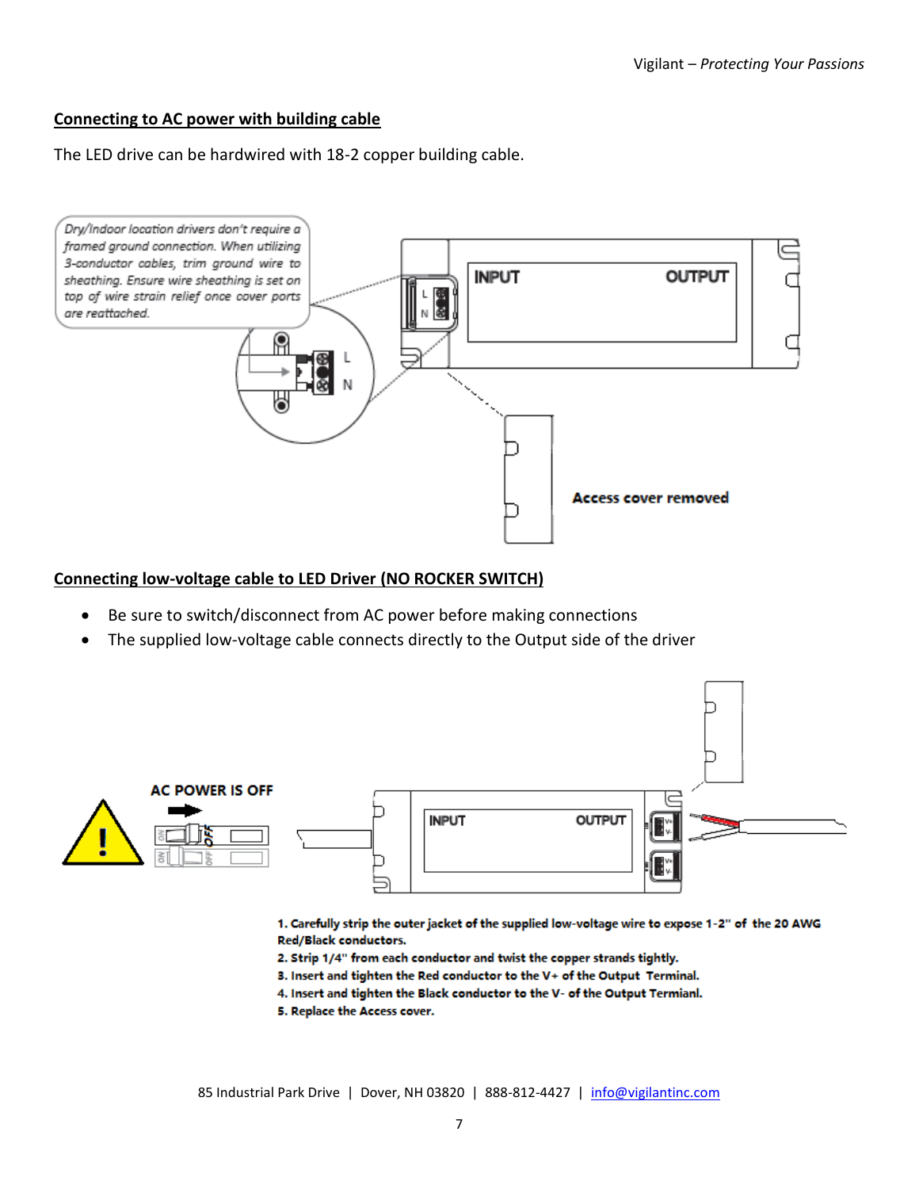## Connecting to AC power with building cable

The LED drive can be hardwired with 18-2 copper building cable.

*Dry/Indoor location drivers don't require a framed ground connection. When utilizing 3-conductor cables, trim ground wire to sheathing. Ensure wire sheathing is set on top of wire strain relief once cover ports are reattached.*

INPUT

OUTPUT

L

N

**Access cover removed**

## Connecting low-voltage cable to LED Driver (NO ROCKER SWITCH)

- Be sure to switch/disconnect from AC power before making connections
- The supplied low-voltage cable connects directly to the Output side of the driver

**AC POWER IS OFF**

INPUT

OUTPUT

**1. Carefully strip the outer jacket of the supplied low-voltage wire to expose 1-2" of the 20 AWG Red/Black conductors.**
**2. Strip 1/4" from each conductor and twist the copper strands tightly.**
**3. Insert and tighten the Red conductor to the V+ of the Output Terminal.**
**4. Insert and tighten the Black conductor to the V- of the Output Termianl.**
**5. Replace the Access cover.**

85 Industrial Park Drive | Dover, NH 03820 | 888-812-4427 | info@vigilantinc.com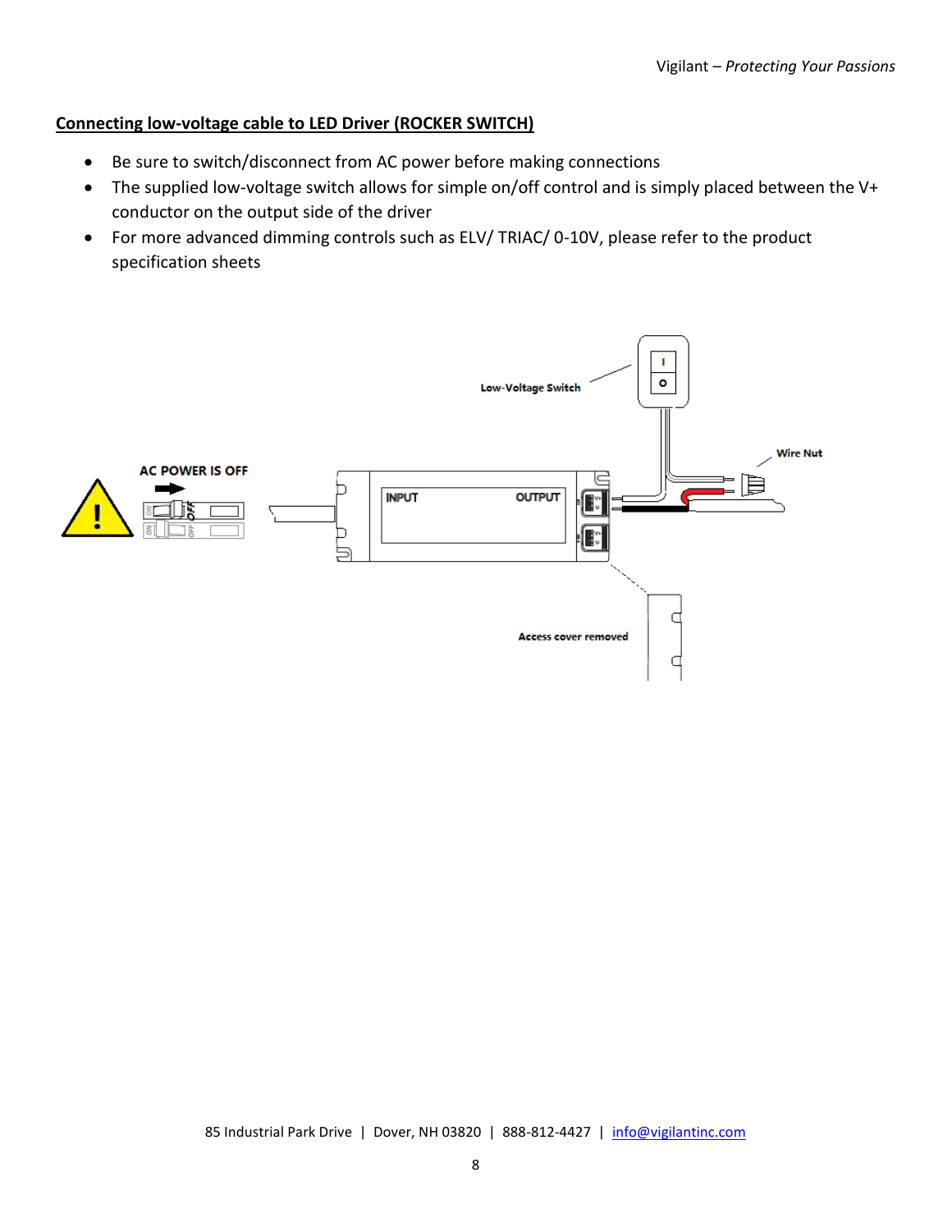## Connecting low-voltage cable to LED Driver (ROCKER SWITCH)

- Be sure to switch/disconnect from AC power before making connections
- The supplied low-voltage switch allows for simple on/off control and is simply placed between the V+ conductor on the output side of the driver
- For more advanced dimming controls such as ELV/ TRIAC/ 0-10V, please refer to the product specification sheets

Low-Voltage Switch

Wire Nut

AC POWER IS OFF

INPUT

OUTPUT

Access cover removed

85 Industrial Park Drive | Dover, NH 03820 | 888-812-4427 | info@vigilantinc.com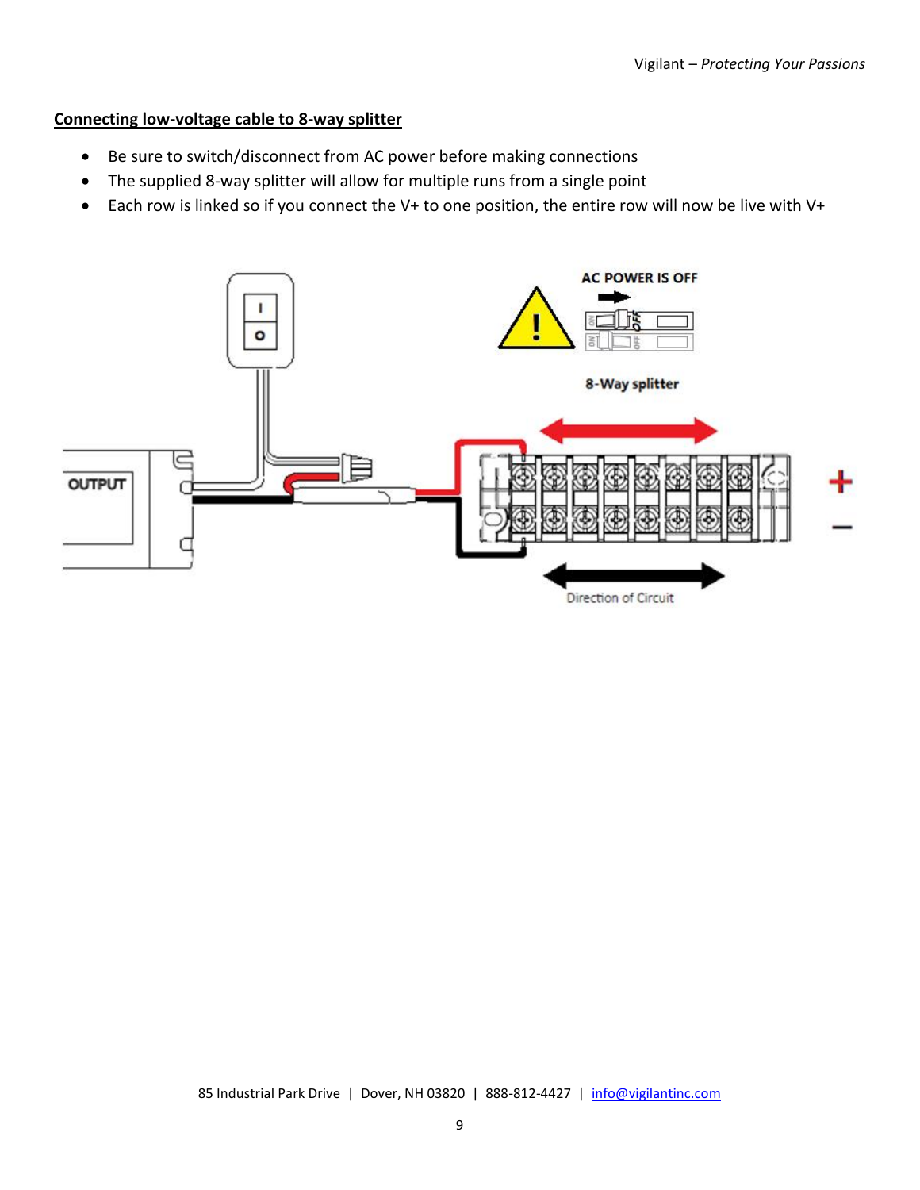## Connecting low-voltage cable to 8-way splitter

- Be sure to switch/disconnect from AC power before making connections
- The supplied 8-way splitter will allow for multiple runs from a single point
- Each row is linked so if you connect the V+ to one position, the entire row will now be live with V+

AC POWER IS OFF

8-Way splitter

OUTPUT

+

−

Direction of Circuit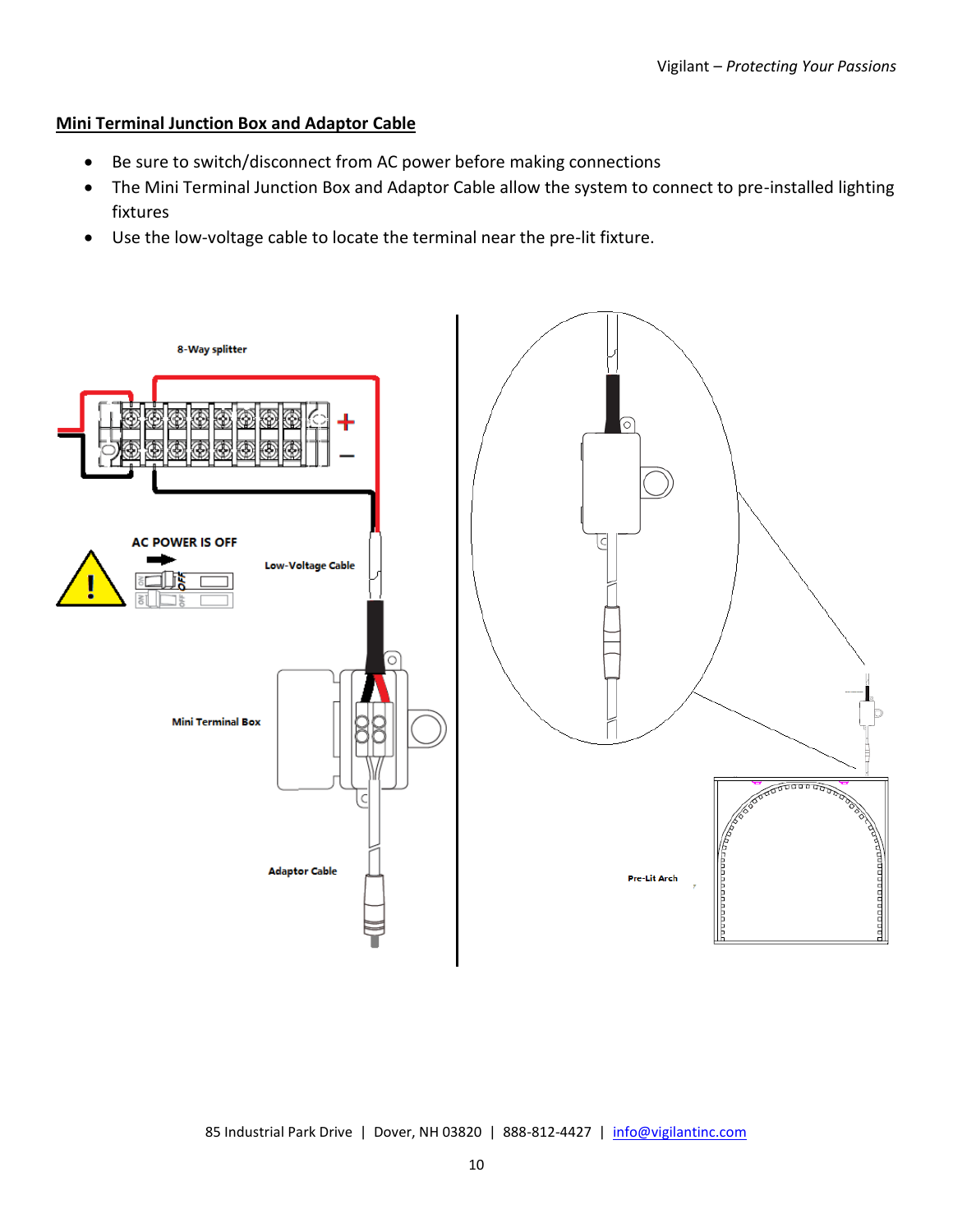## Mini Terminal Junction Box and Adaptor Cable

- Be sure to switch/disconnect from AC power before making connections
- The Mini Terminal Junction Box and Adaptor Cable allow the system to connect to pre-installed lighting fixtures
- Use the low-voltage cable to locate the terminal near the pre-lit fixture.

8-Way splitter

AC POWER IS OFF

Low-Voltage Cable

Mini Terminal Box

Adaptor Cable

Pre-Lit Arch

85 Industrial Park Drive | Dover, NH 03820 | 888-812-4427 | info@vigilantinc.com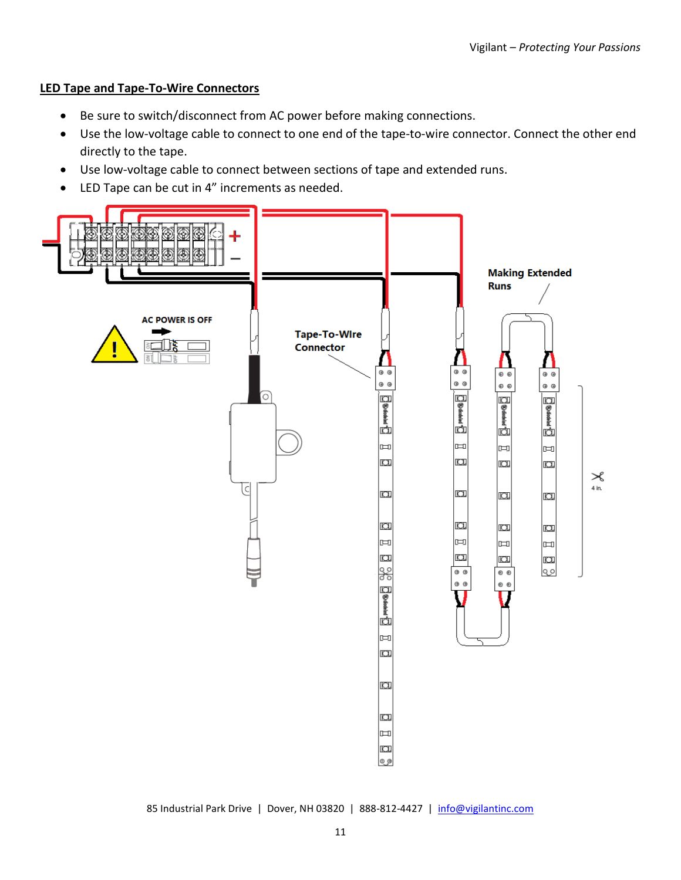## LED Tape and Tape-To-Wire Connectors

- Be sure to switch/disconnect from AC power before making connections.
- Use the low-voltage cable to connect to one end of the tape-to-wire connector. Connect the other end directly to the tape.
- Use low-voltage cable to connect between sections of tape and extended runs.
- LED Tape can be cut in 4" increments as needed.

AC POWER IS OFF

Tape-To-WIre Connector

Making Extended Runs

4 in.

85 Industrial Park Drive | Dover, NH 03820 | 888-812-4427 | info@vigilantinc.com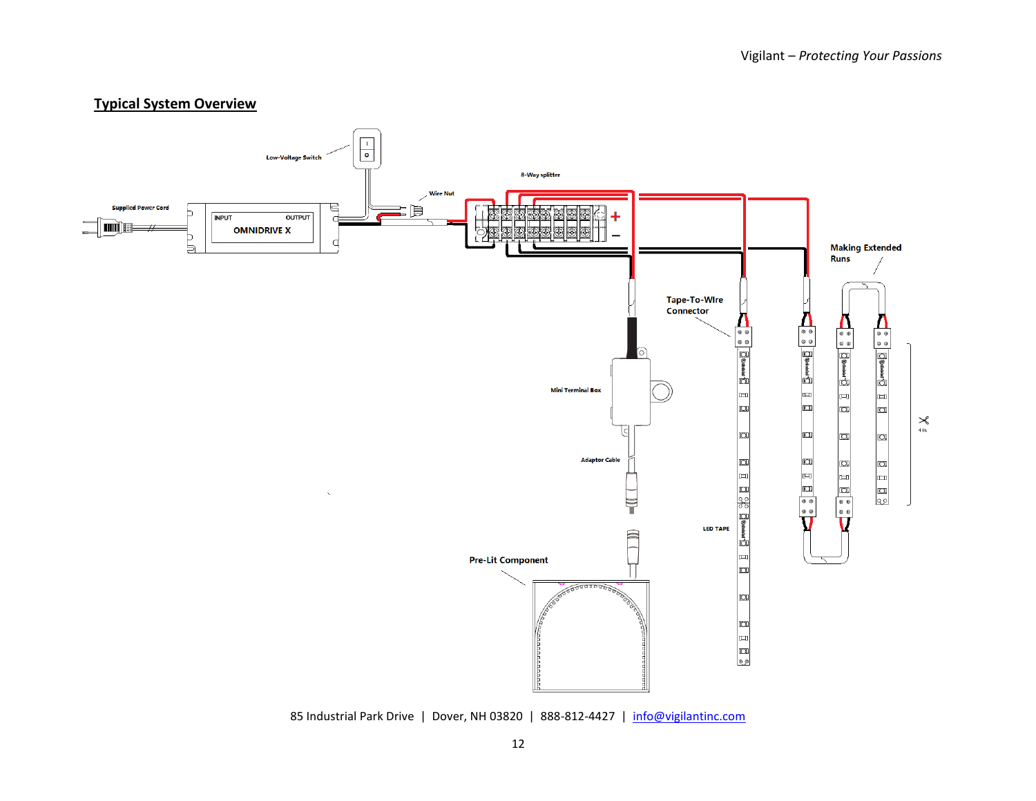## Typical System Overview

Low-Voltage Switch

8-Way splitter

Wire Nut

Supplied Power Cord

INPUT

OUTPUT

OMNIDRIVE X

Making Extended Runs

Tape-To-WIre Connector

Mini Terminal Box

Adaptor Cable

LED TAPE

Pre-Lit Component

4 in.